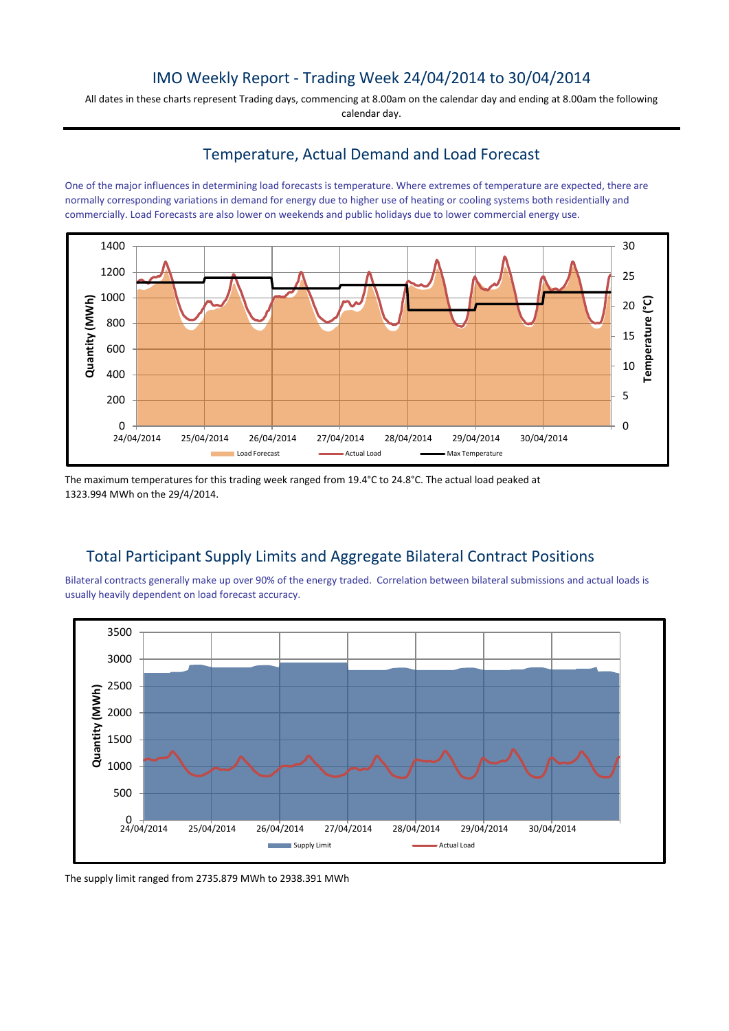# IMO Weekly Report - Trading Week 24/04/2014 to 30/04/2014

All dates in these charts represent Trading days, commencing at 8.00am on the calendar day and ending at 8.00am the following calendar day.

## Temperature, Actual Demand and Load Forecast

One of the major influences in determining load forecasts is temperature. Where extremes of temperature are expected, there are normally corresponding variations in demand for energy due to higher use of heating or cooling systems both residentially and commercially. Load Forecasts are also lower on weekends and public holidays due to lower commercial energy use.

The maximum temperatures for this trading week ranged from 19.4°C to 24.8°C. The actual load peaked at 1323.994 MWh on the 29/4/2014.

## Total Participant Supply Limits and Aggregate Bilateral Contract Positions

Bilateral contracts generally make up over 90% of the energy traded. Correlation between bilateral submissions and actual loads is usually heavily dependent on load forecast accuracy.

The supply limit ranged from 2735.879 MWh to 2938.391 MWh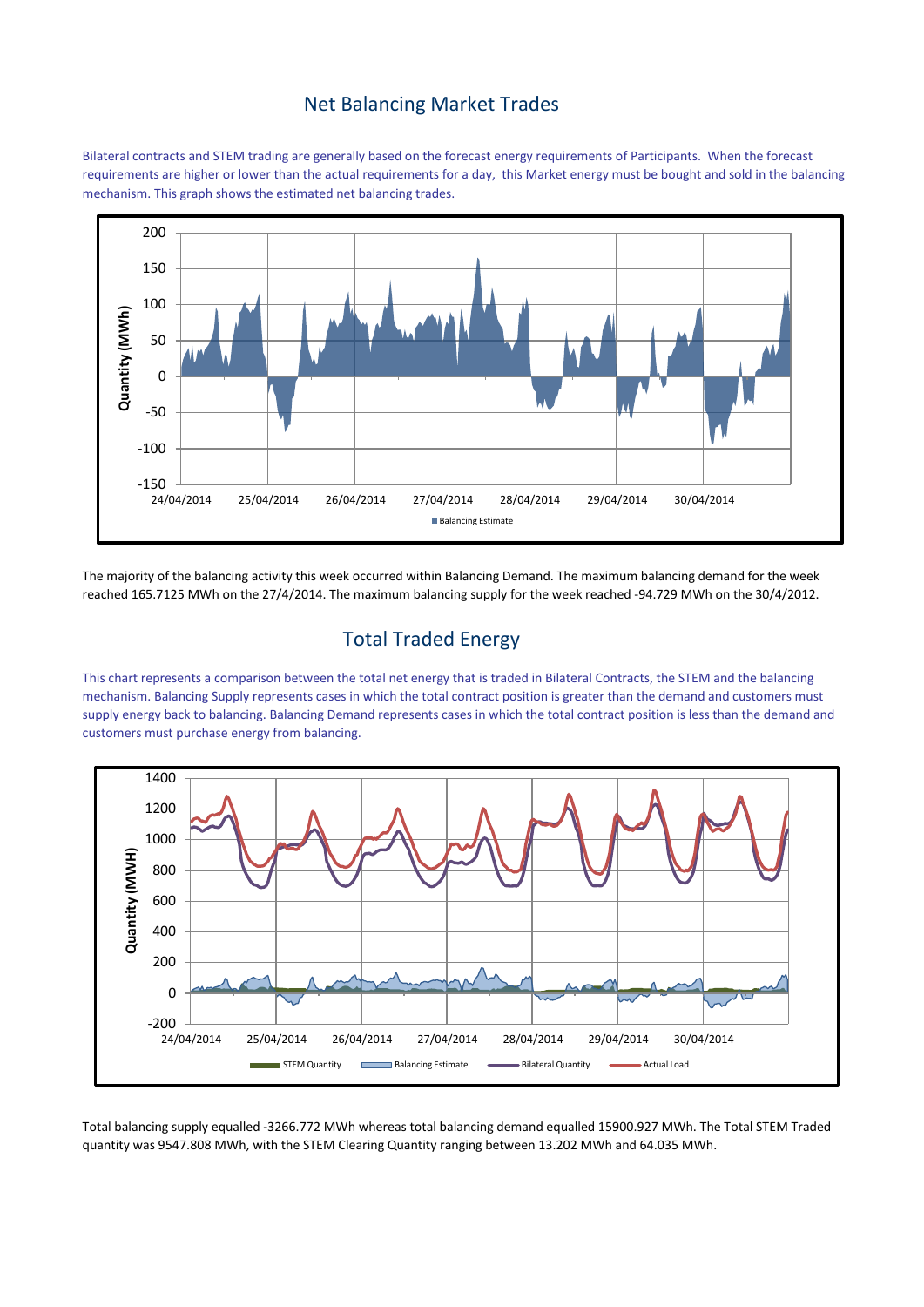## Net Balancing Market Trades

Bilateral contracts and STEM trading are generally based on the forecast energy requirements of Participants. When the forecast requirements are higher or lower than the actual requirements for a day, this Market energy must be bought and sold in the balancing mechanism. This graph shows the estimated net balancing trades.

The majority of the balancing activity this week occurred within Balancing Demand. The maximum balancing demand for the week reached 165.7125 MWh on the 27/4/2014. The maximum balancing supply for the week reached -94.729 MWh on the 30/4/2012.

## Total Traded Energy

This chart represents a comparison between the total net energy that is traded in Bilateral Contracts, the STEM and the balancing mechanism. Balancing Supply represents cases in which the total contract position is greater than the demand and customers must supply energy back to balancing. Balancing Demand represents cases in which the total contract position is less than the demand and customers must purchase energy from balancing.

Total balancing supply equalled -3266.772 MWh whereas total balancing demand equalled 15900.927 MWh. The Total STEM Traded quantity was 9547.808 MWh, with the STEM Clearing Quantity ranging between 13.202 MWh and 64.035 MWh.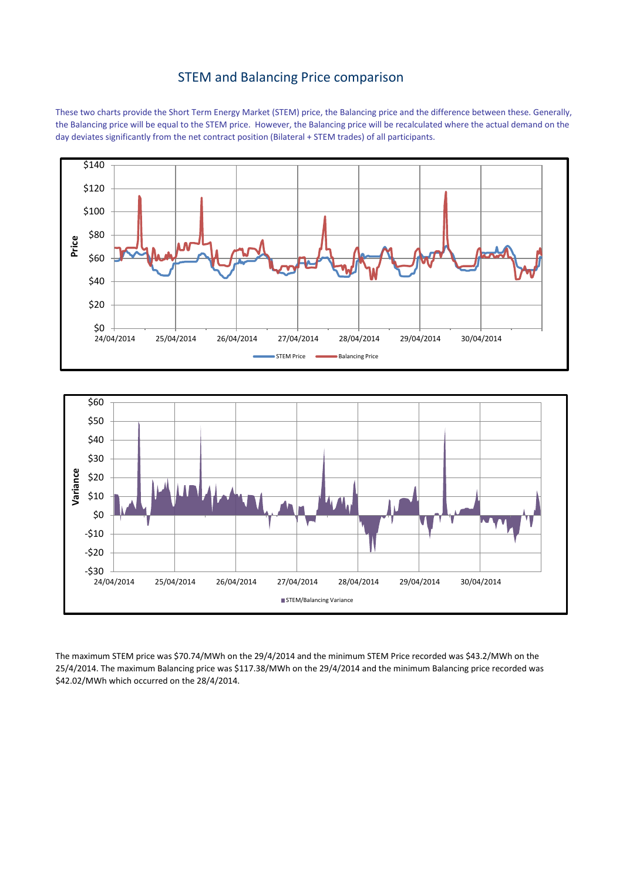# STEM and Balancing Price comparison

These two charts provide the Short Term Energy Market (STEM) price, the Balancing price and the difference between these. Generally, the Balancing price will be equal to the STEM price. However, the Balancing price will be recalculated where the actual demand on the day deviates significantly from the net contract position (Bilateral + STEM trades) of all participants.

Price

$140

$120

$100

$80

$60

$40

$20

$0

24/04/2014 25/04/2014 26/04/2014 27/04/2014 28/04/2014 29/04/2014 30/04/2014

STEM Price Balancing Price

Variance

$60

$50

$40

$30

$20

$10

$0

-$10

-$20

-$30

24/04/2014 25/04/2014 26/04/2014 27/04/2014 28/04/2014 29/04/2014 30/04/2014

STEM/Balancing Variance

The maximum STEM price was $70.74/MWh on the 29/4/2014 and the minimum STEM Price recorded was $43.2/MWh on the 25/4/2014. The maximum Balancing price was $117.38/MWh on the 29/4/2014 and the minimum Balancing price recorded was $42.02/MWh which occurred on the 28/4/2014.